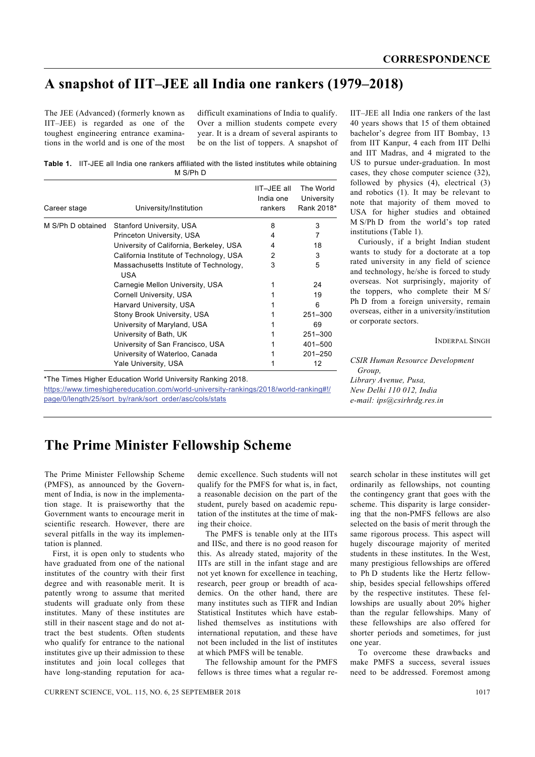# A snapshot of IIT–JEE all India one rankers (1979–2018)

The JEE (Advanced) (formerly known as IIT–JEE) is regarded as one of the toughest engineering entrance examinations in the world and is one of the most difficult examinations of India to qualify. Over a million students compete every year. It is a dream of several aspirants to be on the list of toppers. A snapshot of IIT–JEE all India one rankers of the last 40 years shows that 15 of them obtained bachelor's degree from IIT Bombay, 13 from IIT Kanpur, 4 each from IIT Delhi and IIT Madras, and 4 migrated to the US to pursue under-graduation. In most cases, they chose computer science (32), followed by physics (4), electrical (3) and robotics (1). It may be relevant to note that majority of them moved to USA for higher studies and obtained M S/Ph D from the world's top rated institutions (Table 1).

**Table 1.** IIT-JEE all India one rankers affiliated with the listed institutes while obtaining M S/Ph D

| Career stage | University/Institution | IIT–JEE all India one rankers | The World University Rank 2018* |
|---|---|---|---|
| M S/Ph D obtained | Stanford University, USA | 8 | 3 |
| | Princeton University, USA | 4 | 7 |
| | University of California, Berkeley, USA | 4 | 18 |
| | California Institute of Technology, USA | 2 | 3 |
| | Massachusetts Institute of Technology, USA | 3 | 5 |
| | Carnegie Mellon University, USA | 1 | 24 |
| | Cornell University, USA | 1 | 19 |
| | Harvard University, USA | 1 | 6 |
| | Stony Brook University, USA | 1 | 251–300 |
| | University of Maryland, USA | 1 | 69 |
| | University of Bath, UK | 1 | 251–300 |
| | University of San Francisco, USA | 1 | 401–500 |
| | University of Waterloo, Canada | 1 | 201–250 |
| | Yale University, USA | 1 | 12 |

*The Times Higher Education World University Ranking 2018.
https://www.timeshighereducation.com/world-university-rankings/2018/world-ranking#!/page/0/length/25/sort_by/rank/sort_order/asc/cols/stats

Curiously, if a bright Indian student wants to study for a doctorate at a top rated university in any field of science and technology, he/she is forced to study overseas. Not surprisingly, majority of the toppers, who complete their M S/Ph D from a foreign university, remain overseas, either in a university/institution or corporate sectors.

INDERPAL SINGH

*CSIR Human Resource Development Group,*
*Library Avenue, Pusa,*
*New Delhi 110 012, India*
*e-mail: ips@csirhrdg.res.in*

# The Prime Minister Fellowship Scheme

The Prime Minister Fellowship Scheme (PMFS), as announced by the Government of India, is now in the implementation stage. It is praiseworthy that the Government wants to encourage merit in scientific research. However, there are several pitfalls in the way its implementation is planned.

First, it is open only to students who have graduated from one of the national institutes of the country with their first degree and with reasonable merit. It is patently wrong to assume that merited students will graduate only from these institutes. Many of these institutes are still in their nascent stage and do not attract the best students. Often students who qualify for entrance to the national institutes give up their admission to these institutes and join local colleges that have long-standing reputation for academic excellence. Such students will not qualify for the PMFS for what is, in fact, a reasonable decision on the part of the student, purely based on academic reputation of the institutes at the time of making their choice.

The PMFS is tenable only at the IITs and IISc, and there is no good reason for this. As already stated, majority of the IITs are still in the infant stage and are not yet known for excellence in teaching, research, peer group or breadth of academics. On the other hand, there are many institutes such as TIFR and Indian Statistical Institutes which have established themselves as institutions with international reputation, and these have not been included in the list of institutes at which PMFS will be tenable.

The fellowship amount for the PMFS fellows is three times what a regular research scholar in these institutes will get ordinarily as fellowships, not counting the contingency grant that goes with the scheme. This disparity is large considering that the non-PMFS fellows are also selected on the basis of merit through the same rigorous process. This aspect will hugely discourage majority of merited students in these institutes. In the West, many prestigious fellowships are offered to Ph D students like the Hertz fellowship, besides special fellowships offered by the respective institutes. These fellowships are usually about 20% higher than the regular fellowships. Many of these fellowships are also offered for shorter periods and sometimes, for just one year.

To overcome these drawbacks and make PMFS a success, several issues need to be addressed. Foremost among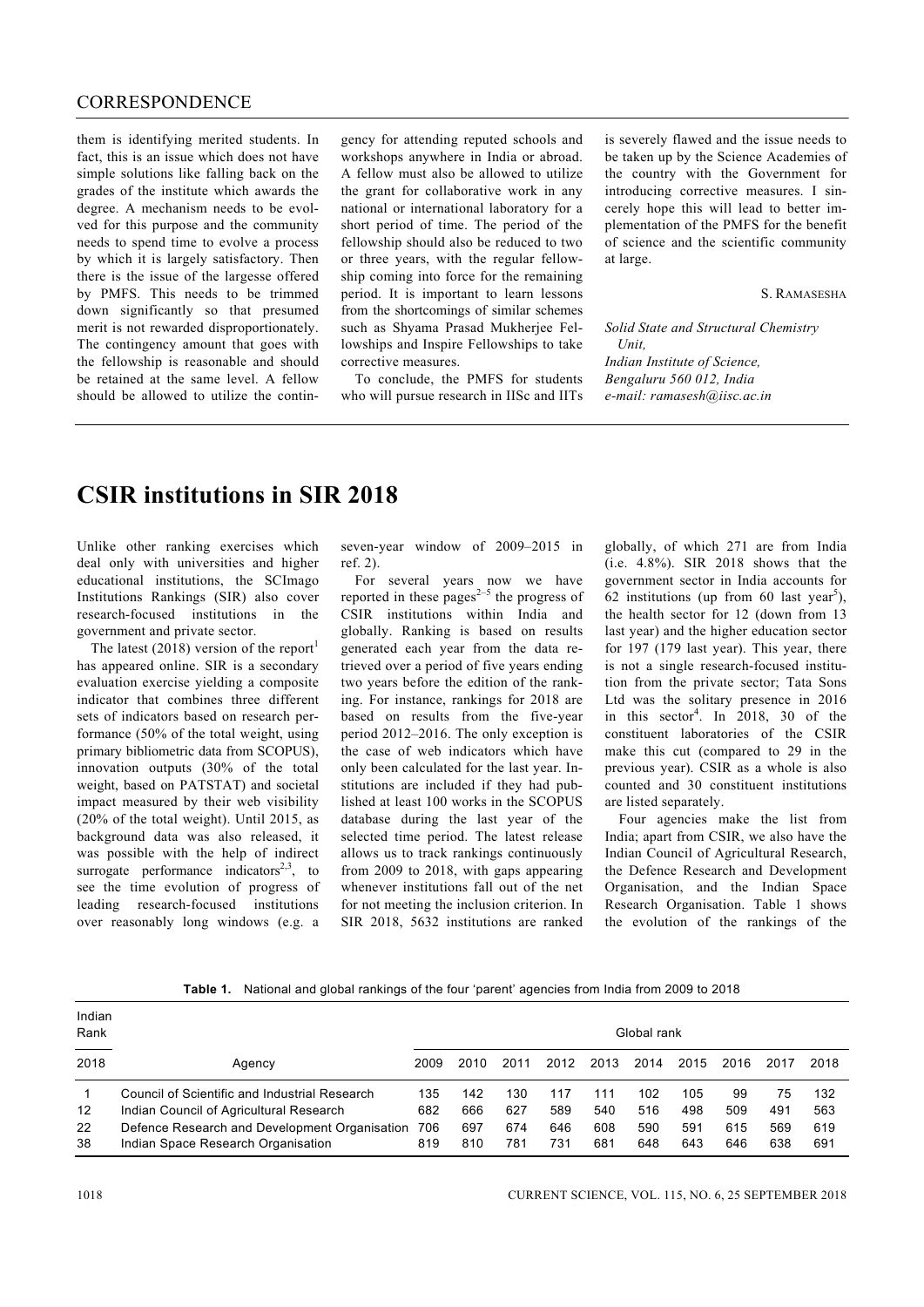them is identifying merited students. In fact, this is an issue which does not have simple solutions like falling back on the grades of the institute which awards the degree. A mechanism needs to be evolved for this purpose and the community needs to spend time to evolve a process by which it is largely satisfactory. Then there is the issue of the largesse offered by PMFS. This needs to be trimmed down significantly so that presumed merit is not rewarded disproportionately. The contingency amount that goes with the fellowship is reasonable and should be retained at the same level. A fellow should be allowed to utilize the contingency for attending reputed schools and workshops anywhere in India or abroad. A fellow must also be allowed to utilize the grant for collaborative work in any national or international laboratory for a short period of time. The period of the fellowship should also be reduced to two or three years, with the regular fellowship coming into force for the remaining period. It is important to learn lessons from the shortcomings of similar schemes such as Shyama Prasad Mukherjee Fellowships and Inspire Fellowships to take corrective measures.

To conclude, the PMFS for students who will pursue research in IISc and IITs is severely flawed and the issue needs to be taken up by the Science Academies of the country with the Government for introducing corrective measures. I sincerely hope this will lead to better implementation of the PMFS for the benefit of science and the scientific community at large.

S. Ramasesha

*Solid State and Structural Chemistry Unit,*
*Indian Institute of Science,*
*Bengaluru 560 012, India*
*e-mail: ramasesh@iisc.ac.in*

# CSIR institutions in SIR 2018

Unlike other ranking exercises which deal only with universities and higher educational institutions, the SCImago Institutions Rankings (SIR) also cover research-focused institutions in the government and private sector.

The latest (2018) version of the report[1] has appeared online. SIR is a secondary evaluation exercise yielding a composite indicator that combines three different sets of indicators based on research performance (50% of the total weight, using primary bibliometric data from SCOPUS), innovation outputs (30% of the total weight, based on PATSTAT) and societal impact measured by their web visibility (20% of the total weight). Until 2015, as background data was also released, it was possible with the help of indirect surrogate performance indicators[2,3], to see the time evolution of progress of leading research-focused institutions over reasonably long windows (e.g. a seven-year window of 2009–2015 in ref. 2).

For several years now we have reported in these pages[2–5] the progress of CSIR institutions within India and globally. Ranking is based on results generated each year from the data retrieved over a period of five years ending two years before the edition of the ranking. For instance, rankings for 2018 are based on results from the five-year period 2012–2016. The only exception is the case of web indicators which have only been calculated for the last year. Institutions are included if they had published at least 100 works in the SCOPUS database during the last year of the selected time period. The latest release allows us to track rankings continuously from 2009 to 2018, with gaps appearing whenever institutions fall out of the net for not meeting the inclusion criterion. In SIR 2018, 5632 institutions are ranked globally, of which 271 are from India (i.e. 4.8%). SIR 2018 shows that the government sector in India accounts for 62 institutions (up from 60 last year[5]), the health sector for 12 (down from 13 last year) and the higher education sector for 197 (179 last year). This year, there is not a single research-focused institution from the private sector; Tata Sons Ltd was the solitary presence in 2016 in this sector[4]. In 2018, 30 of the constituent laboratories of the CSIR make this cut (compared to 29 in the previous year). CSIR as a whole is also counted and 30 constituent institutions are listed separately.

Four agencies make the list from India; apart from CSIR, we also have the Indian Council of Agricultural Research, the Defence Research and Development Organisation, and the Indian Space Research Organisation. Table 1 shows the evolution of the rankings of the

**Table 1.** National and global rankings of the four 'parent' agencies from India from 2009 to 2018

| Indian Rank | | Global rank | | | | | | | | | |
|---|---|---|---|---|---|---|---|---|---|---|---|
| 2018 | Agency | 2009 | 2010 | 2011 | 2012 | 2013 | 2014 | 2015 | 2016 | 2017 | 2018 |
| 1 | Council of Scientific and Industrial Research | 135 | 142 | 130 | 117 | 111 | 102 | 105 | 99 | 75 | 132 |
| 12 | Indian Council of Agricultural Research | 682 | 666 | 627 | 589 | 540 | 516 | 498 | 509 | 491 | 563 |
| 22 | Defence Research and Development Organisation | 706 | 697 | 674 | 646 | 608 | 590 | 591 | 615 | 569 | 619 |
| 38 | Indian Space Research Organisation | 819 | 810 | 781 | 731 | 681 | 648 | 643 | 646 | 638 | 691 |